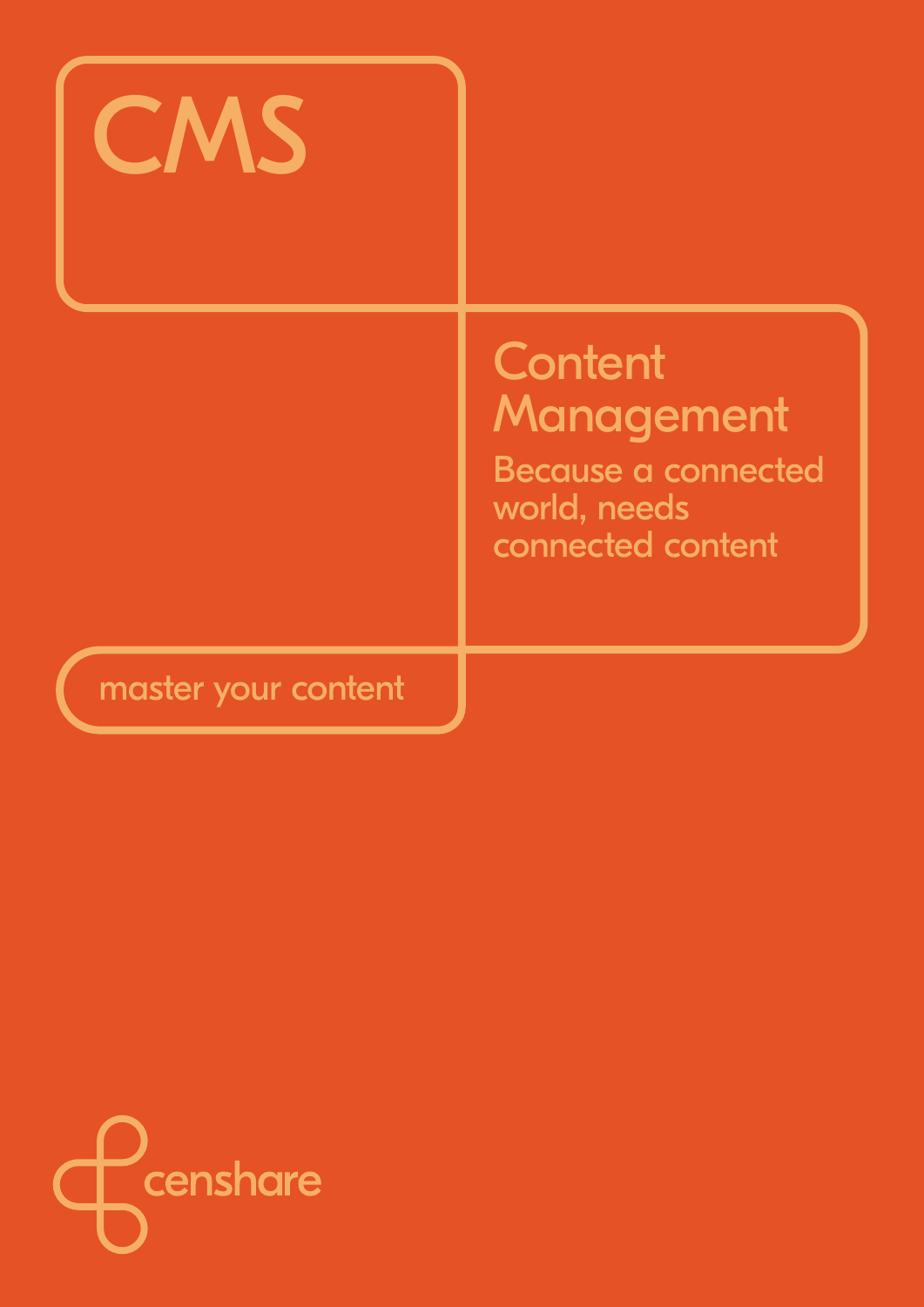# CMS

## Content Management

Because a connected world, needs connected content

master your content

censhare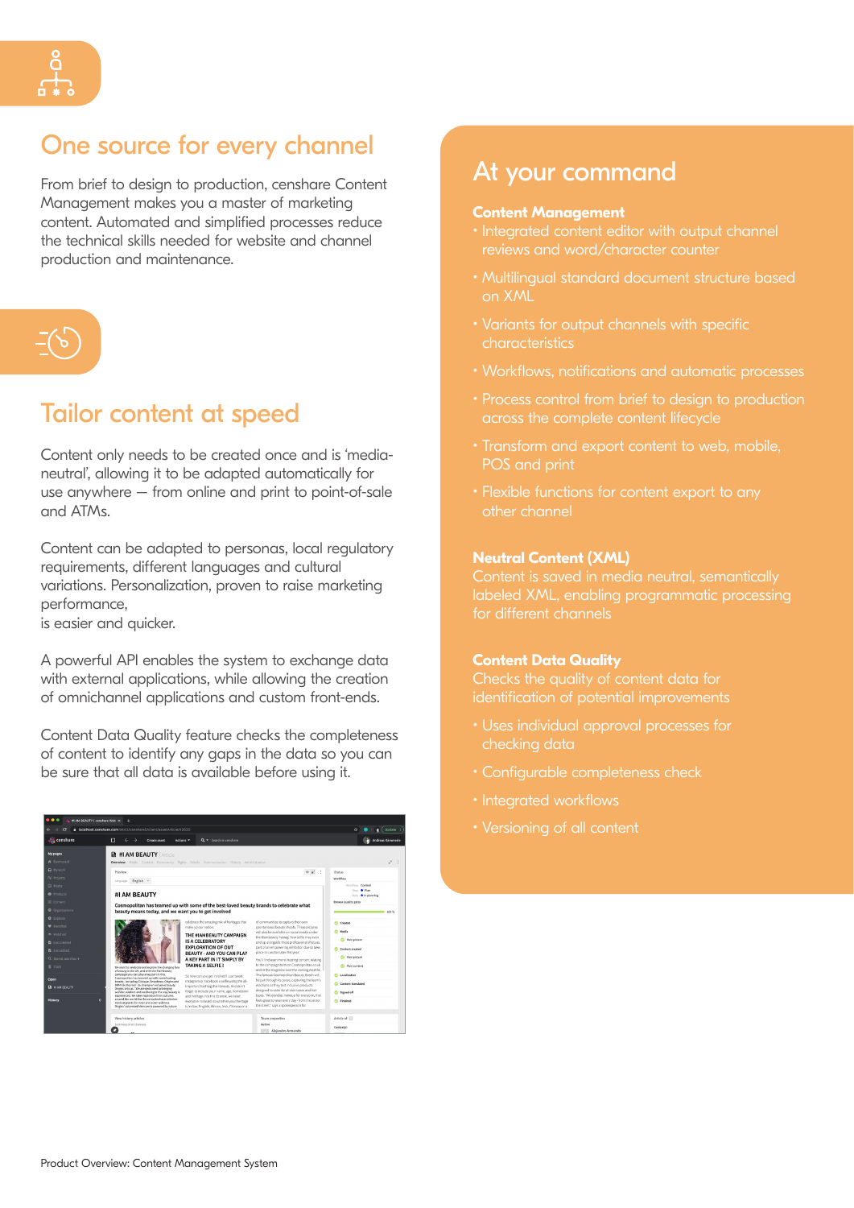## One source for every channel

From brief to design to production, censhare Content Management makes you a master of marketing content. Automated and simplified processes reduce the technical skills needed for website and channel production and maintenance.

## Tailor content at speed

Content only needs to be created once and is 'media-neutral', allowing it to be adapted automatically for use anywhere — from online and print to point-of-sale and ATMs.

Content can be adapted to personas, local regulatory requirements, different languages and cultural variations. Personalization, proven to raise marketing performance,
is easier and quicker.

A powerful API enables the system to exchange data with external applications, while allowing the creation of omnichannel applications and custom front-ends.

Content Data Quality feature checks the completeness of content to identify any gaps in the data so you can be sure that all data is available before using it.

## At your command

**Content Management**

- Integrated content editor with output channel reviews and word/character counter
- Multilingual standard document structure based on XML
- Variants for output channels with specific characteristics
- Workflows, notifications and automatic processes
- Process control from brief to design to production across the complete content lifecycle
- Transform and export content to web, mobile, POS and print
- Flexible functions for content export to any other channel

**Neutral Content (XML)**

Content is saved in media neutral, semantically labeled XML, enabling programmatic processing for different channels

**Content Data Quality**

Checks the quality of content data for identification of potential improvements

- Uses individual approval processes for checking data
- Configurable completeness check
- Integrated workflows
- Versioning of all content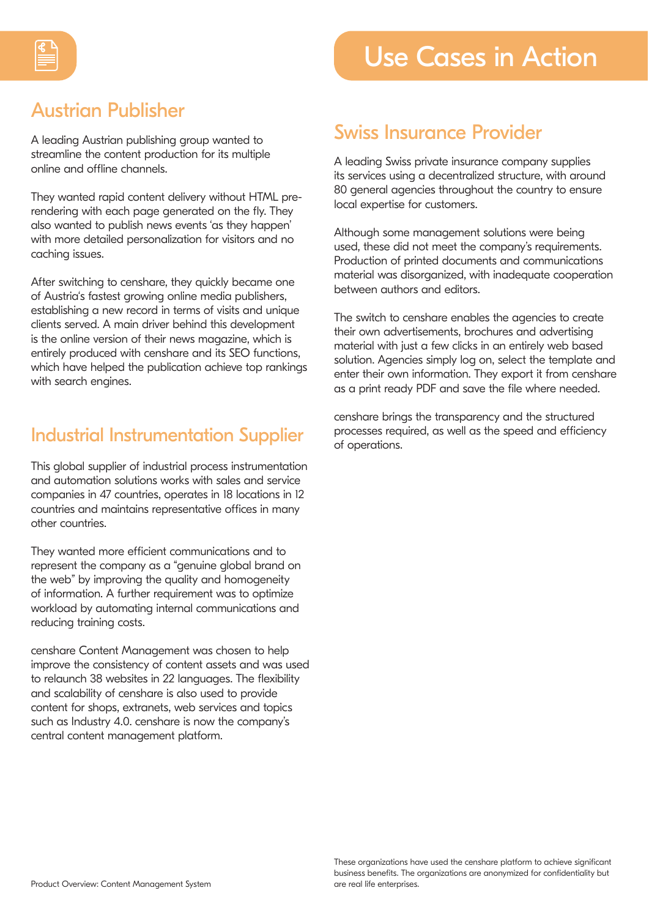# Use Cases in Action

## Austrian Publisher

A leading Austrian publishing group wanted to streamline the content production for its multiple online and offline channels.

They wanted rapid content delivery without HTML pre-rendering with each page generated on the fly. They also wanted to publish news events 'as they happen' with more detailed personalization for visitors and no caching issues.

After switching to censhare, they quickly became one of Austria's fastest growing online media publishers, establishing a new record in terms of visits and unique clients served. A main driver behind this development is the online version of their news magazine, which is entirely produced with censhare and its SEO functions, which have helped the publication achieve top rankings with search engines.

## Industrial Instrumentation Supplier

This global supplier of industrial process instrumentation and automation solutions works with sales and service companies in 47 countries, operates in 18 locations in 12 countries and maintains representative offices in many other countries.

They wanted more efficient communications and to represent the company as a "genuine global brand on the web" by improving the quality and homogeneity of information. A further requirement was to optimize workload by automating internal communications and reducing training costs.

censhare Content Management was chosen to help improve the consistency of content assets and was used to relaunch 38 websites in 22 languages. The flexibility and scalability of censhare is also used to provide content for shops, extranets, web services and topics such as Industry 4.0. censhare is now the company's central content management platform.

## Swiss Insurance Provider

A leading Swiss private insurance company supplies its services using a decentralized structure, with around 80 general agencies throughout the country to ensure local expertise for customers.

Although some management solutions were being used, these did not meet the company's requirements. Production of printed documents and communications material was disorganized, with inadequate cooperation between authors and editors.

The switch to censhare enables the agencies to create their own advertisements, brochures and advertising material with just a few clicks in an entirely web based solution. Agencies simply log on, select the template and enter their own information. They export it from censhare as a print ready PDF and save the file where needed.

censhare brings the transparency and the structured processes required, as well as the speed and efficiency of operations.

These organizations have used the censhare platform to achieve significant business benefits. The organizations are anonymized for confidentiality but are real life enterprises.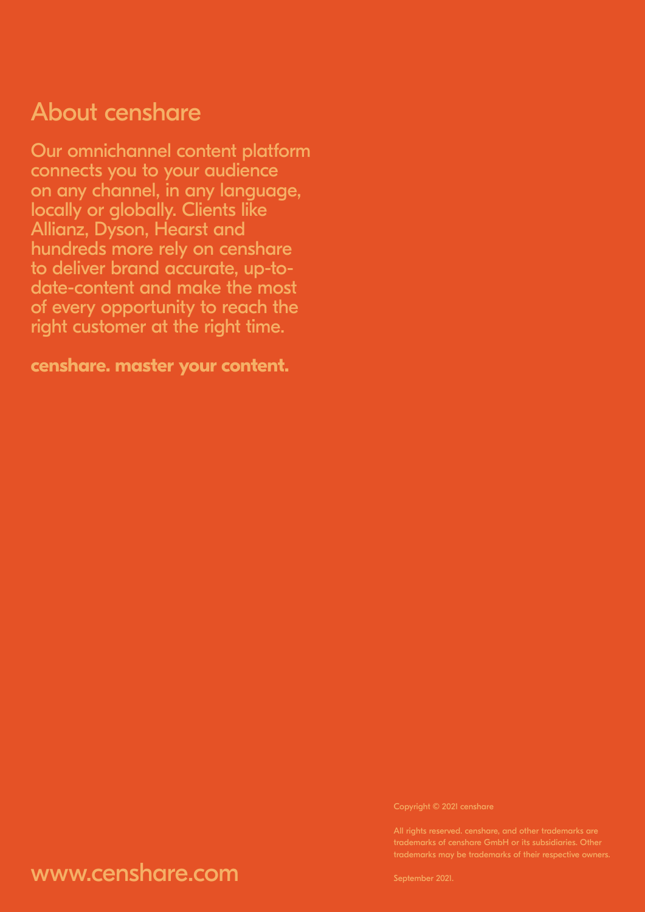## About censhare

Our omnichannel content platform connects you to your audience on any channel, in any language, locally or globally. Clients like Allianz, Dyson, Hearst and hundreds more rely on censhare to deliver brand accurate, up-to-date-content and make the most of every opportunity to reach the right customer at the right time.

**censhare. master your content.**

Copyright © 2021 censhare

All rights reserved. censhare, and other trademarks are trademarks of censhare GmbH or its subsidiaries. Other trademarks may be trademarks of their respective owners.

September 2021.

www.censhare.com